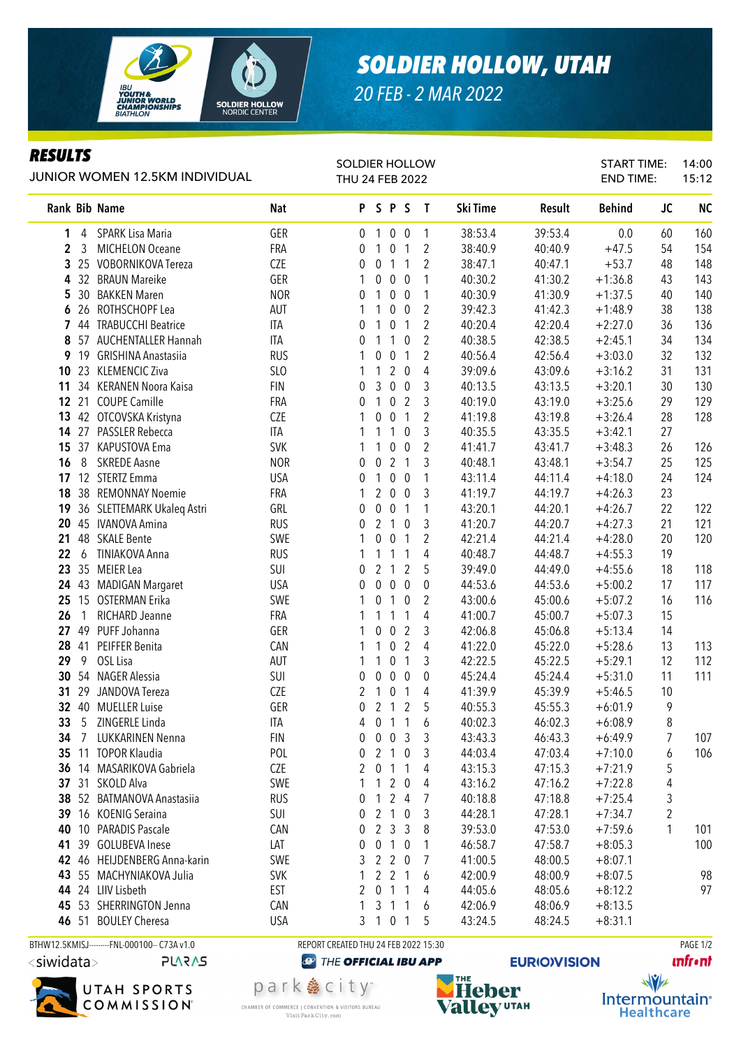# SOLDIER HOLLOW, UTAH

20 FEB - 2 MAR 2022

## RESULTS

JUNIOR WOMEN 12.5KM INDIVIDUAL

SOLDIER HOLLOW
THU 24 FEB 2022

START TIME: 14:00
END TIME: 15:12

| Rank | Bib | Name | Nat | P | S | P | S | T | Ski Time | Result | Behind | JC | NC |
|---|---|---|---|---|---|---|---|---|---|---|---|---|---|
| 1 | 4 | SPARK Lisa Maria | GER | 0 | 1 | 0 | 0 | 1 | 38:53.4 | 39:53.4 | 0.0 | 60 | 160 |
| 2 | 3 | MICHELON Oceane | FRA | 0 | 1 | 0 | 1 | 2 | 38:40.9 | 40:40.9 | +47.5 | 54 | 154 |
| 3 | 25 | VOBORNIKOVA Tereza | CZE | 0 | 0 | 1 | 1 | 2 | 38:47.1 | 40:47.1 | +53.7 | 48 | 148 |
| 4 | 32 | BRAUN Mareike | GER | 1 | 0 | 0 | 0 | 1 | 40:30.2 | 41:30.2 | +1:36.8 | 43 | 143 |
| 5 | 30 | BAKKEN Maren | NOR | 0 | 1 | 0 | 0 | 1 | 40:30.9 | 41:30.9 | +1:37.5 | 40 | 140 |
| 6 | 26 | ROTHSCHOPF Lea | AUT | 1 | 1 | 0 | 0 | 2 | 39:42.3 | 41:42.3 | +1:48.9 | 38 | 138 |
| 7 | 44 | TRABUCCHI Beatrice | ITA | 0 | 1 | 0 | 1 | 2 | 40:20.4 | 42:20.4 | +2:27.0 | 36 | 136 |
| 8 | 57 | AUCHENTALLER Hannah | ITA | 0 | 1 | 1 | 0 | 2 | 40:38.5 | 42:38.5 | +2:45.1 | 34 | 134 |
| 9 | 19 | GRISHINA Anastasiia | RUS | 1 | 0 | 0 | 1 | 2 | 40:56.4 | 42:56.4 | +3:03.0 | 32 | 132 |
| 10 | 23 | KLEMENCIC Ziva | SLO | 1 | 1 | 2 | 0 | 4 | 39:09.6 | 43:09.6 | +3:16.2 | 31 | 131 |
| 11 | 34 | KERANEN Noora Kaisa | FIN | 0 | 3 | 0 | 0 | 3 | 40:13.5 | 43:13.5 | +3:20.1 | 30 | 130 |
| 12 | 21 | COUPE Camille | FRA | 0 | 1 | 0 | 2 | 3 | 40:19.0 | 43:19.0 | +3:25.6 | 29 | 129 |
| 13 | 42 | OTCOVSKA Kristyna | CZE | 1 | 0 | 0 | 1 | 2 | 41:19.8 | 43:19.8 | +3:26.4 | 28 | 128 |
| 14 | 27 | PASSLER Rebecca | ITA | 1 | 1 | 1 | 0 | 3 | 40:35.5 | 43:35.5 | +3:42.1 | 27 | |
| 15 | 37 | KAPUSTOVA Ema | SVK | 1 | 1 | 0 | 0 | 2 | 41:41.7 | 43:41.7 | +3:48.3 | 26 | 126 |
| 16 | 8 | SKREDE Aasne | NOR | 0 | 0 | 2 | 1 | 3 | 40:48.1 | 43:48.1 | +3:54.7 | 25 | 125 |
| 17 | 12 | STERTZ Emma | USA | 0 | 1 | 0 | 0 | 1 | 43:11.4 | 44:11.4 | +4:18.0 | 24 | 124 |
| 18 | 38 | REMONNAY Noemie | FRA | 1 | 2 | 0 | 0 | 3 | 41:19.7 | 44:19.7 | +4:26.3 | 23 | |
| 19 | 36 | SLETTEMARK Ukaleq Astri | GRL | 0 | 0 | 0 | 1 | 1 | 43:20.1 | 44:20.1 | +4:26.7 | 22 | 122 |
| 20 | 45 | IVANOVA Amina | RUS | 0 | 2 | 1 | 0 | 3 | 41:20.7 | 44:20.7 | +4:27.3 | 21 | 121 |
| 21 | 48 | SKALE Bente | SWE | 1 | 0 | 0 | 1 | 2 | 42:21.4 | 44:21.4 | +4:28.0 | 20 | 120 |
| 22 | 6 | TINIAKOVA Anna | RUS | 1 | 1 | 1 | 1 | 4 | 40:48.7 | 44:48.7 | +4:55.3 | 19 | |
| 23 | 35 | MEIER Lea | SUI | 0 | 2 | 1 | 2 | 5 | 39:49.0 | 44:49.0 | +4:55.6 | 18 | 118 |
| 24 | 43 | MADIGAN Margaret | USA | 0 | 0 | 0 | 0 | 0 | 44:53.6 | 44:53.6 | +5:00.2 | 17 | 117 |
| 25 | 15 | OSTERMAN Erika | SWE | 1 | 0 | 1 | 0 | 2 | 43:00.6 | 45:00.6 | +5:07.2 | 16 | 116 |
| 26 | 1 | RICHARD Jeanne | FRA | 1 | 1 | 1 | 1 | 4 | 41:00.7 | 45:00.7 | +5:07.3 | 15 | |
| 27 | 49 | PUFF Johanna | GER | 1 | 0 | 0 | 2 | 3 | 42:06.8 | 45:06.8 | +5:13.4 | 14 | |
| 28 | 41 | PEIFFER Benita | CAN | 1 | 1 | 0 | 2 | 4 | 41:22.0 | 45:22.0 | +5:28.6 | 13 | 113 |
| 29 | 9 | OSL Lisa | AUT | 1 | 1 | 0 | 1 | 3 | 42:22.5 | 45:22.5 | +5:29.1 | 12 | 112 |
| 30 | 54 | NAGER Alessia | SUI | 0 | 0 | 0 | 0 | 0 | 45:24.4 | 45:24.4 | +5:31.0 | 11 | 111 |
| 31 | 29 | JANDOVA Tereza | CZE | 2 | 1 | 0 | 1 | 4 | 41:39.9 | 45:39.9 | +5:46.5 | 10 | |
| 32 | 40 | MUELLER Luise | GER | 0 | 2 | 1 | 2 | 5 | 40:55.3 | 45:55.3 | +6:01.9 | 9 | |
| 33 | 5 | ZINGERLE Linda | ITA | 4 | 0 | 1 | 1 | 6 | 40:02.3 | 46:02.3 | +6:08.9 | 8 | |
| 34 | 7 | LUKKARINEN Nenna | FIN | 0 | 0 | 0 | 3 | 3 | 43:43.3 | 46:43.3 | +6:49.9 | 7 | 107 |
| 35 | 11 | TOPOR Klaudia | POL | 0 | 2 | 1 | 0 | 3 | 44:03.4 | 47:03.4 | +7:10.0 | 6 | 106 |
| 36 | 14 | MASARIKOVA Gabriela | CZE | 2 | 0 | 1 | 1 | 4 | 43:15.3 | 47:15.3 | +7:21.9 | 5 | |
| 37 | 31 | SKOLD Alva | SWE | 1 | 1 | 2 | 0 | 4 | 43:16.2 | 47:16.2 | +7:22.8 | 4 | |
| 38 | 52 | BATMANOVA Anastasiia | RUS | 0 | 1 | 2 | 4 | 7 | 40:18.8 | 47:18.8 | +7:25.4 | 3 | |
| 39 | 16 | KOENIG Seraina | SUI | 0 | 2 | 1 | 0 | 3 | 44:28.1 | 47:28.1 | +7:34.7 | 2 | |
| 40 | 10 | PARADIS Pascale | CAN | 0 | 2 | 3 | 3 | 8 | 39:53.0 | 47:53.0 | +7:59.6 | 1 | 101 |
| 41 | 39 | GOLUBEVA Inese | LAT | 0 | 0 | 1 | 0 | 1 | 46:58.7 | 47:58.7 | +8:05.3 | | 100 |
| 42 | 46 | HEIJDENBERG Anna-karin | SWE | 3 | 2 | 2 | 0 | 7 | 41:00.5 | 48:00.5 | +8:07.1 | | |
| 43 | 55 | MACHYNIAKOVA Julia | SVK | 1 | 2 | 2 | 1 | 6 | 42:00.9 | 48:00.9 | +8:07.5 | | 98 |
| 44 | 24 | LIIV Lisbeth | EST | 2 | 0 | 1 | 1 | 4 | 44:05.6 | 48:05.6 | +8:12.2 | | 97 |
| 45 | 53 | SHERRINGTON Jenna | CAN | 1 | 3 | 1 | 1 | 6 | 42:06.9 | 48:06.9 | +8:13.5 | | |
| 46 | 51 | BOULEY Cheresa | USA | 3 | 1 | 0 | 1 | 5 | 43:24.5 | 48:24.5 | +8:31.1 | | |

BTHW12.5KMISJ---------FNL-000100-- C73A v1.0 — REPORT CREATED THU 24 FEB 2022 15:30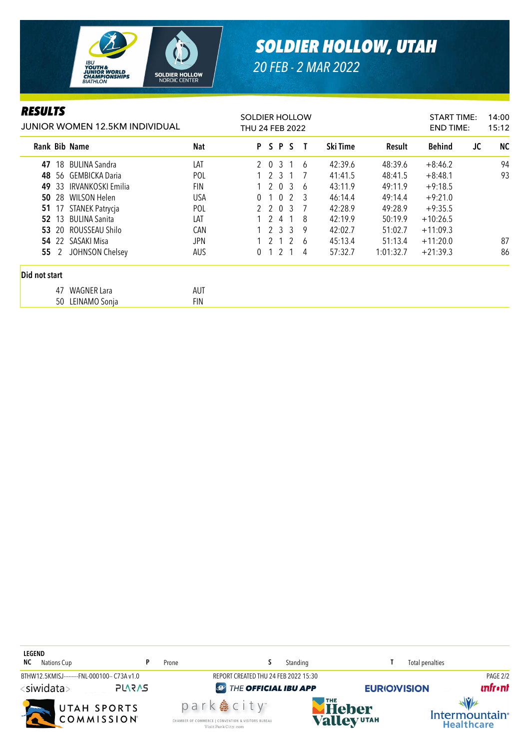# SOLDIER HOLLOW, UTAH

*20 FEB - 2 MAR 2022*

## RESULTS

JUNIOR WOMEN 12.5KM INDIVIDUAL

SOLDIER HOLLOW
THU 24 FEB 2022

START TIME: 14:00
END TIME: 15:12

| Rank | Bib | Name | Nat | P | S | P | S | T | Ski Time | Result | Behind | JC | NC |
|---|---|---|---|---|---|---|---|---|---|---|---|---|---|
| **47** | 18 | BULINA Sandra | LAT | 2 | 0 | 3 | 1 | 6 | 42:39.6 | 48:39.6 | +8:46.2 | | 94 |
| **48** | 56 | GEMBICKA Daria | POL | 1 | 2 | 3 | 1 | 7 | 41:41.5 | 48:41.5 | +8:48.1 | | 93 |
| **49** | 33 | IRVANKOSKI Emilia | FIN | 1 | 2 | 0 | 3 | 6 | 43:11.9 | 49:11.9 | +9:18.5 | | |
| **50** | 28 | WILSON Helen | USA | 0 | 1 | 0 | 2 | 3 | 46:14.4 | 49:14.4 | +9:21.0 | | |
| **51** | 17 | STANEK Patrycja | POL | 2 | 2 | 0 | 3 | 7 | 42:28.9 | 49:28.9 | +9:35.5 | | |
| **52** | 13 | BULINA Sanita | LAT | 1 | 2 | 4 | 1 | 8 | 42:19.9 | 50:19.9 | +10:26.5 | | |
| **53** | 20 | ROUSSEAU Shilo | CAN | 1 | 2 | 3 | 3 | 9 | 42:02.7 | 51:02.7 | +11:09.3 | | |
| **54** | 22 | SASAKI Misa | JPN | 1 | 2 | 1 | 2 | 6 | 45:13.4 | 51:13.4 | +11:20.0 | | 87 |
| **55** | 2 | JOHNSON Chelsey | AUS | 0 | 1 | 2 | 1 | 4 | 57:32.7 | 1:01:32.7 | +21:39.3 | | 86 |

**Did not start**

| Bib | Name | Nat |
|---|---|---|
| 47 | WAGNER Lara | AUT |
| 50 | LEINAMO Sonja | FIN |

**LEGEND**
**NC** Nations Cup | **P** Prone | **S** Standing | **T** Total penalties

BTHW12.5KMISJ---------FNL-000100-- C73A v1.0
REPORT CREATED THU 24 FEB 2022 15:30